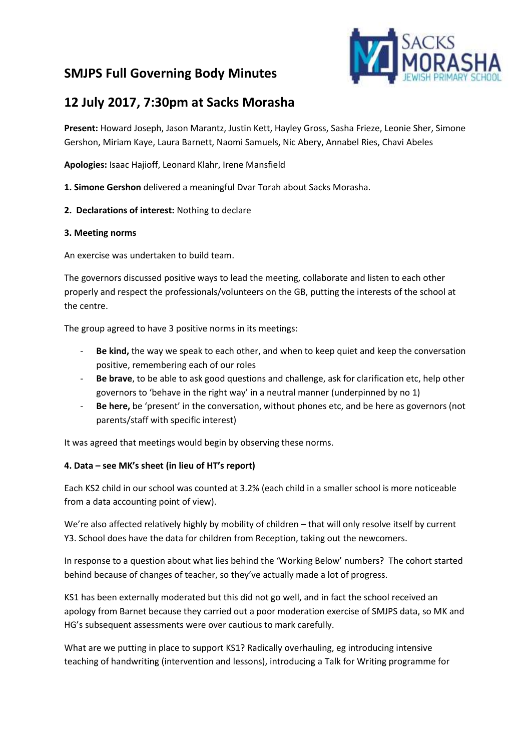# SMJPS Full Governing Body Minutes

## 12 July 2017, 7:30pm at Sacks Morasha

**Present:** Howard Joseph, Jason Marantz, Justin Kett, Hayley Gross, Sasha Frieze, Leonie Sher, Simone Gershon, Miriam Kaye, Laura Barnett, Naomi Samuels, Nic Abery, Annabel Ries, Chavi Abeles

**Apologies:** Isaac Hajioff, Leonard Klahr, Irene Mansfield

**1. Simone Gershon** delivered a meaningful Dvar Torah about Sacks Morasha.

**2. Declarations of interest:** Nothing to declare

**3. Meeting norms**

An exercise was undertaken to build team.

The governors discussed positive ways to lead the meeting, collaborate and listen to each other properly and respect the professionals/volunteers on the GB, putting the interests of the school at the centre.

The group agreed to have 3 positive norms in its meetings:

- **Be kind,** the way we speak to each other, and when to keep quiet and keep the conversation positive, remembering each of our roles
- **Be brave**, to be able to ask good questions and challenge, ask for clarification etc, help other governors to 'behave in the right way' in a neutral manner (underpinned by no 1)
- **Be here,** be 'present' in the conversation, without phones etc, and be here as governors (not parents/staff with specific interest)

It was agreed that meetings would begin by observing these norms.

**4. Data – see MK's sheet (in lieu of HT's report)**

Each KS2 child in our school was counted at 3.2% (each child in a smaller school is more noticeable from a data accounting point of view).

We're also affected relatively highly by mobility of children – that will only resolve itself by current Y3. School does have the data for children from Reception, taking out the newcomers.

In response to a question about what lies behind the 'Working Below' numbers? The cohort started behind because of changes of teacher, so they've actually made a lot of progress.

KS1 has been externally moderated but this did not go well, and in fact the school received an apology from Barnet because they carried out a poor moderation exercise of SMJPS data, so MK and HG's subsequent assessments were over cautious to mark carefully.

What are we putting in place to support KS1? Radically overhauling, eg introducing intensive teaching of handwriting (intervention and lessons), introducing a Talk for Writing programme for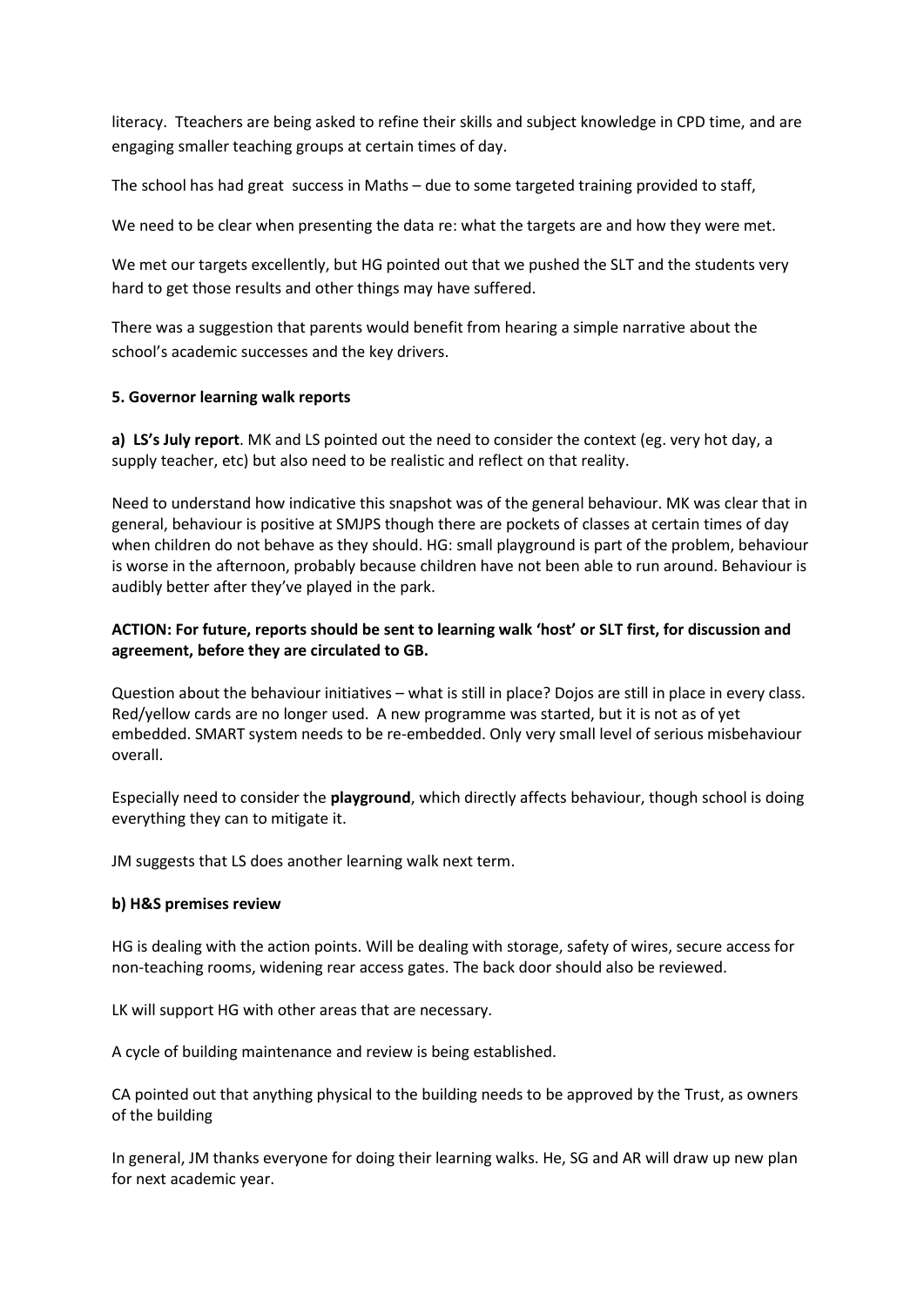literacy. Tteachers are being asked to refine their skills and subject knowledge in CPD time, and are engaging smaller teaching groups at certain times of day.

The school has had great success in Maths – due to some targeted training provided to staff,

We need to be clear when presenting the data re: what the targets are and how they were met.

We met our targets excellently, but HG pointed out that we pushed the SLT and the students very hard to get those results and other things may have suffered.

There was a suggestion that parents would benefit from hearing a simple narrative about the school's academic successes and the key drivers.

**5. Governor learning walk reports**

**a) LS's July report**. MK and LS pointed out the need to consider the context (eg. very hot day, a supply teacher, etc) but also need to be realistic and reflect on that reality.

Need to understand how indicative this snapshot was of the general behaviour. MK was clear that in general, behaviour is positive at SMJPS though there are pockets of classes at certain times of day when children do not behave as they should. HG: small playground is part of the problem, behaviour is worse in the afternoon, probably because children have not been able to run around. Behaviour is audibly better after they've played in the park.

**ACTION: For future, reports should be sent to learning walk 'host' or SLT first, for discussion and agreement, before they are circulated to GB.**

Question about the behaviour initiatives – what is still in place? Dojos are still in place in every class. Red/yellow cards are no longer used. A new programme was started, but it is not as of yet embedded. SMART system needs to be re-embedded. Only very small level of serious misbehaviour overall.

Especially need to consider the **playground**, which directly affects behaviour, though school is doing everything they can to mitigate it.

JM suggests that LS does another learning walk next term.

**b) H&S premises review**

HG is dealing with the action points. Will be dealing with storage, safety of wires, secure access for non-teaching rooms, widening rear access gates. The back door should also be reviewed.

LK will support HG with other areas that are necessary.

A cycle of building maintenance and review is being established.

CA pointed out that anything physical to the building needs to be approved by the Trust, as owners of the building

In general, JM thanks everyone for doing their learning walks. He, SG and AR will draw up new plan for next academic year.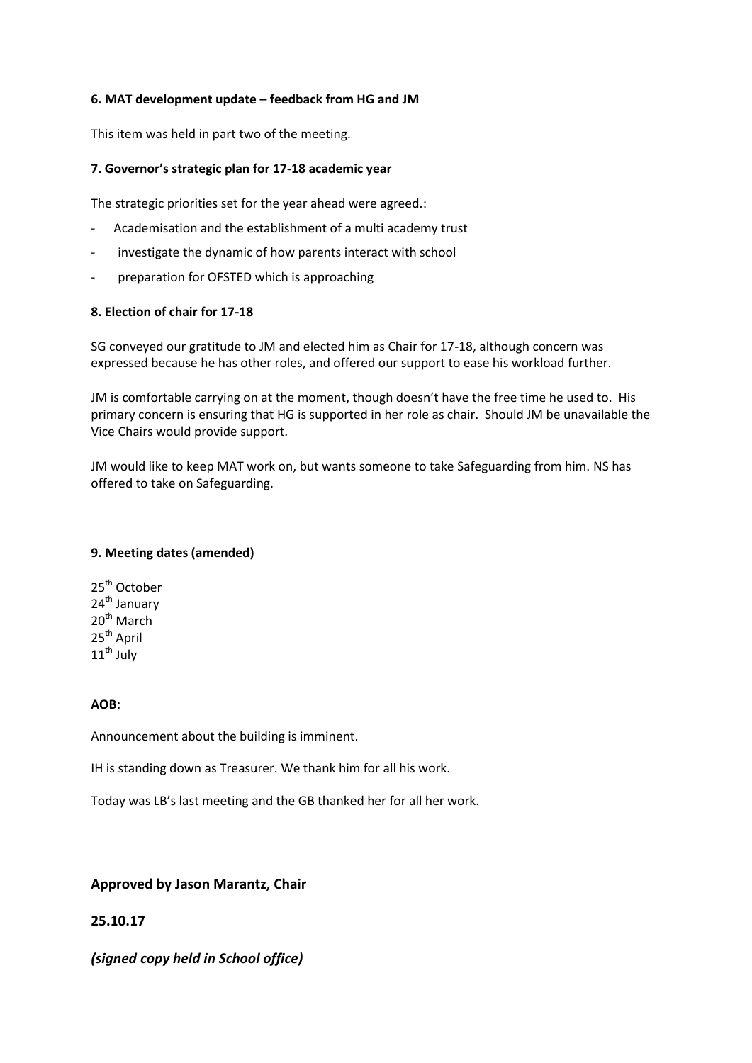**6. MAT development update – feedback from HG and JM**

This item was held in part two of the meeting.

**7. Governor's strategic plan for 17-18 academic year**

The strategic priorities set for the year ahead were agreed.:

- Academisation and the establishment of a multi academy trust
- investigate the dynamic of how parents interact with school
- preparation for OFSTED which is approaching

**8. Election of chair for 17-18**

SG conveyed our gratitude to JM and elected him as Chair for 17-18, although concern was expressed because he has other roles, and offered our support to ease his workload further.

JM is comfortable carrying on at the moment, though doesn't have the free time he used to. His primary concern is ensuring that HG is supported in her role as chair. Should JM be unavailable the Vice Chairs would provide support.

JM would like to keep MAT work on, but wants someone to take Safeguarding from him. NS has offered to take on Safeguarding.

**9. Meeting dates (amended)**

25th October
24th January
20th March
25th April
11th July

**AOB:**

Announcement about the building is imminent.

IH is standing down as Treasurer. We thank him for all his work.

Today was LB's last meeting and the GB thanked her for all her work.

**Approved by Jason Marantz, Chair**

**25.10.17**

***(signed copy held in School office)***